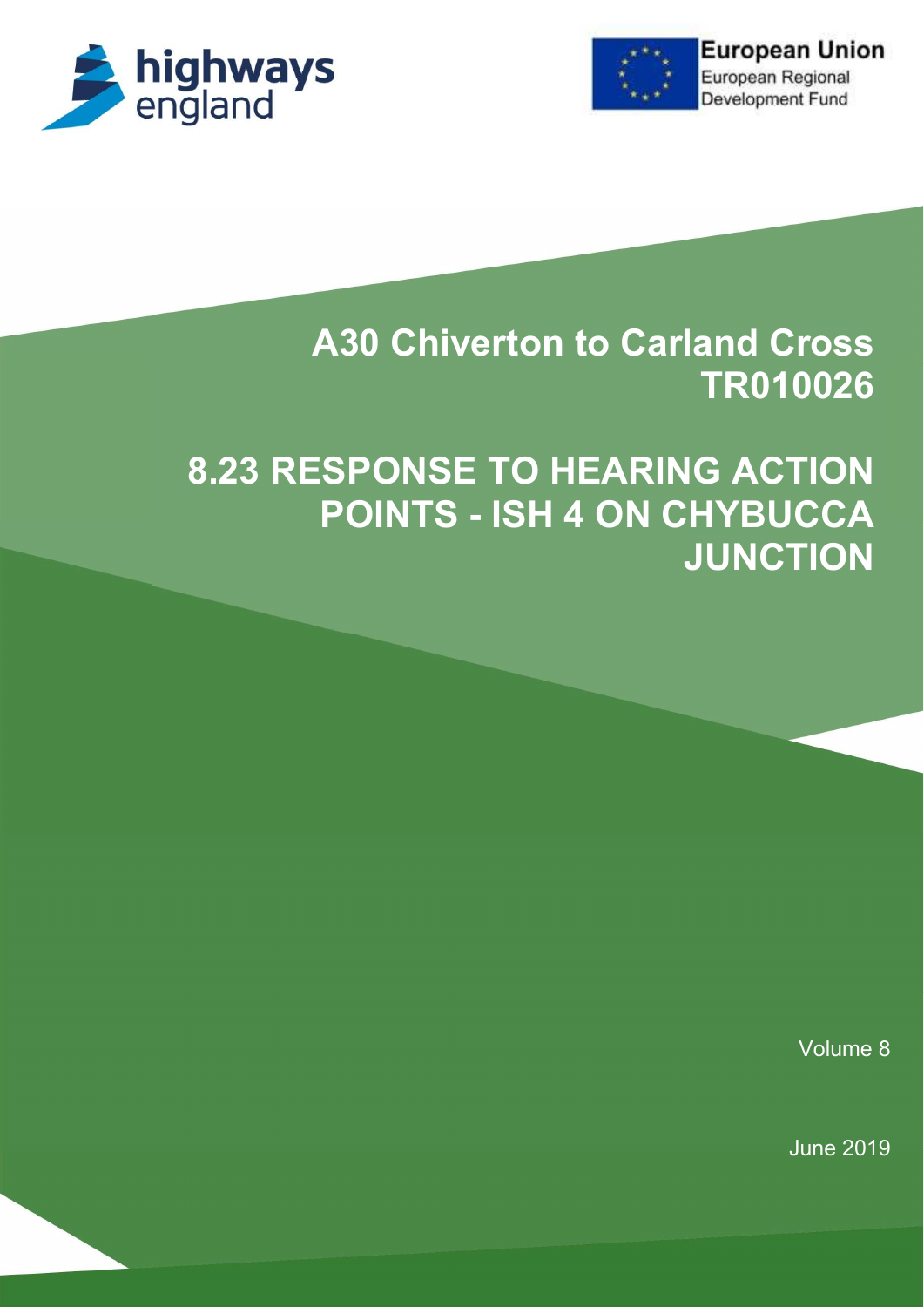highways england

European Union
European Regional Development Fund

# A30 Chiverton to Carland Cross TR010026

# 8.23 RESPONSE TO HEARING ACTION POINTS - ISH 4 ON CHYBUCCA JUNCTION

Volume 8

June 2019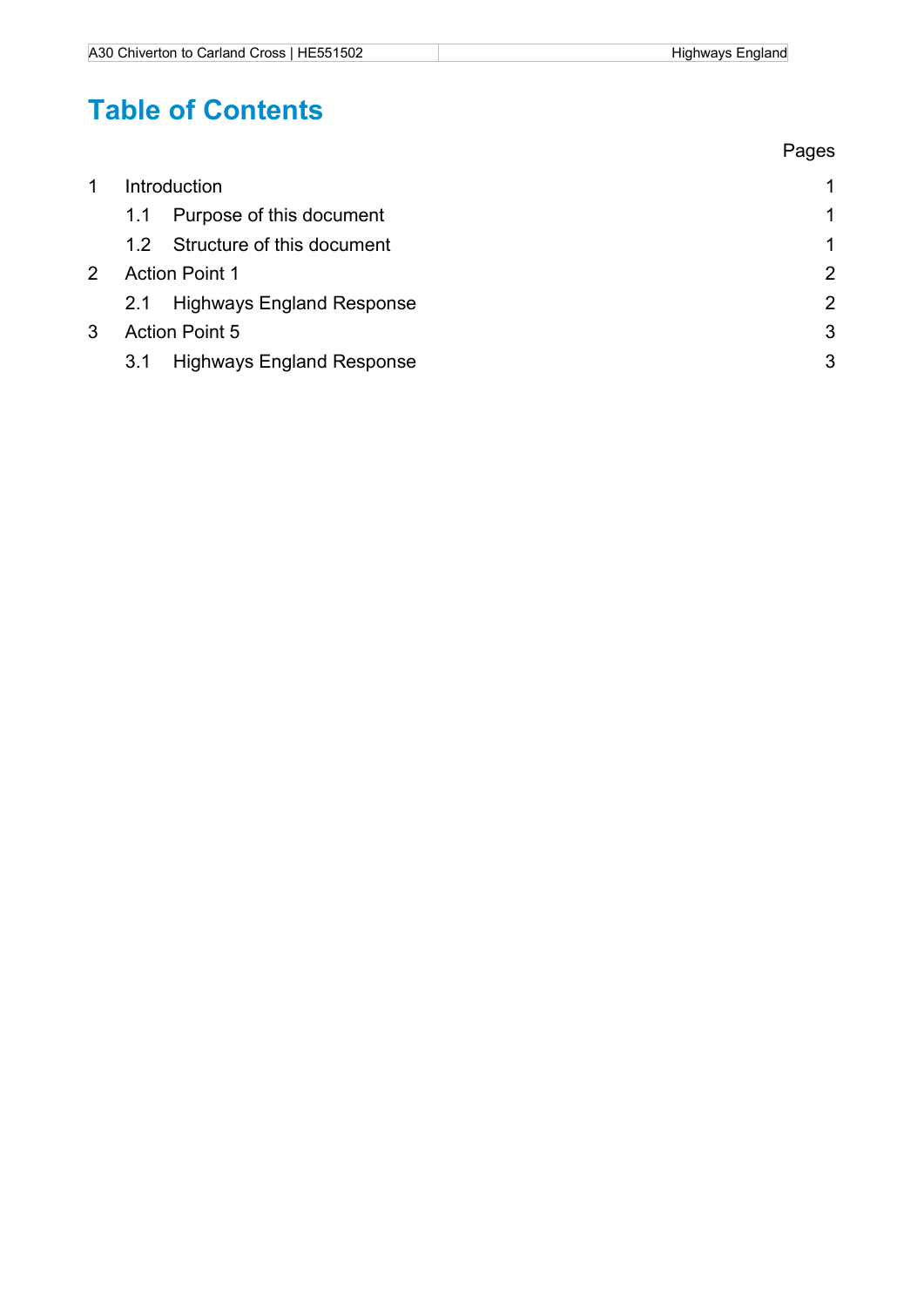# Table of Contents

| | Pages |
|---|---|
| 1 Introduction | 1 |
| 1.1 Purpose of this document | 1 |
| 1.2 Structure of this document | 1 |
| 2 Action Point 1 | 2 |
| 2.1 Highways England Response | 2 |
| 3 Action Point 5 | 3 |
| 3.1 Highways England Response | 3 |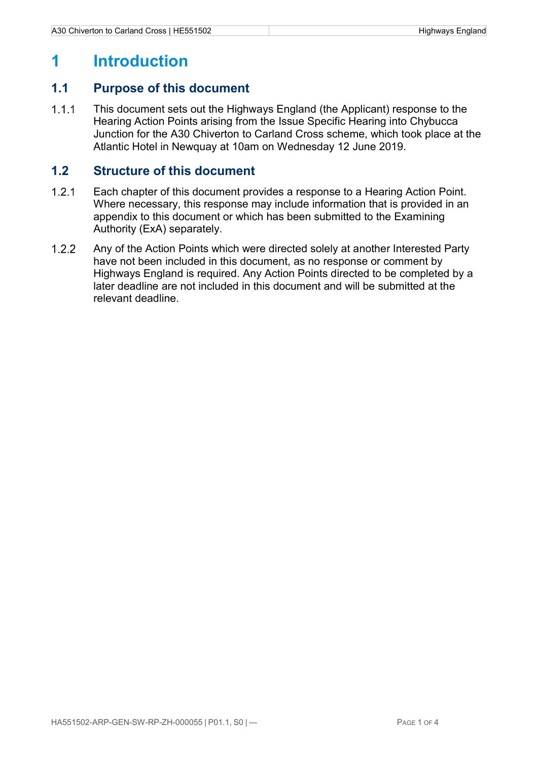# 1 Introduction

## 1.1 Purpose of this document

1.1.1 This document sets out the Highways England (the Applicant) response to the Hearing Action Points arising from the Issue Specific Hearing into Chybucca Junction for the A30 Chiverton to Carland Cross scheme, which took place at the Atlantic Hotel in Newquay at 10am on Wednesday 12 June 2019.

## 1.2 Structure of this document

1.2.1 Each chapter of this document provides a response to a Hearing Action Point. Where necessary, this response may include information that is provided in an appendix to this document or which has been submitted to the Examining Authority (ExA) separately.

1.2.2 Any of the Action Points which were directed solely at another Interested Party have not been included in this document, as no response or comment by Highways England is required. Any Action Points directed to be completed by a later deadline are not included in this document and will be submitted at the relevant deadline.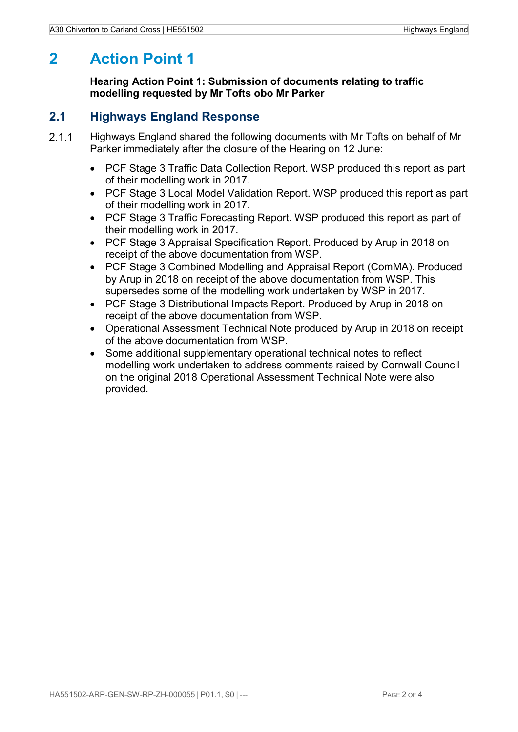# 2 Action Point 1

**Hearing Action Point 1: Submission of documents relating to traffic modelling requested by Mr Tofts obo Mr Parker**

## 2.1 Highways England Response

2.1.1 Highways England shared the following documents with Mr Tofts on behalf of Mr Parker immediately after the closure of the Hearing on 12 June:

- PCF Stage 3 Traffic Data Collection Report. WSP produced this report as part of their modelling work in 2017.
- PCF Stage 3 Local Model Validation Report. WSP produced this report as part of their modelling work in 2017.
- PCF Stage 3 Traffic Forecasting Report. WSP produced this report as part of their modelling work in 2017.
- PCF Stage 3 Appraisal Specification Report. Produced by Arup in 2018 on receipt of the above documentation from WSP.
- PCF Stage 3 Combined Modelling and Appraisal Report (ComMA). Produced by Arup in 2018 on receipt of the above documentation from WSP. This supersedes some of the modelling work undertaken by WSP in 2017.
- PCF Stage 3 Distributional Impacts Report. Produced by Arup in 2018 on receipt of the above documentation from WSP.
- Operational Assessment Technical Note produced by Arup in 2018 on receipt of the above documentation from WSP.
- Some additional supplementary operational technical notes to reflect modelling work undertaken to address comments raised by Cornwall Council on the original 2018 Operational Assessment Technical Note were also provided.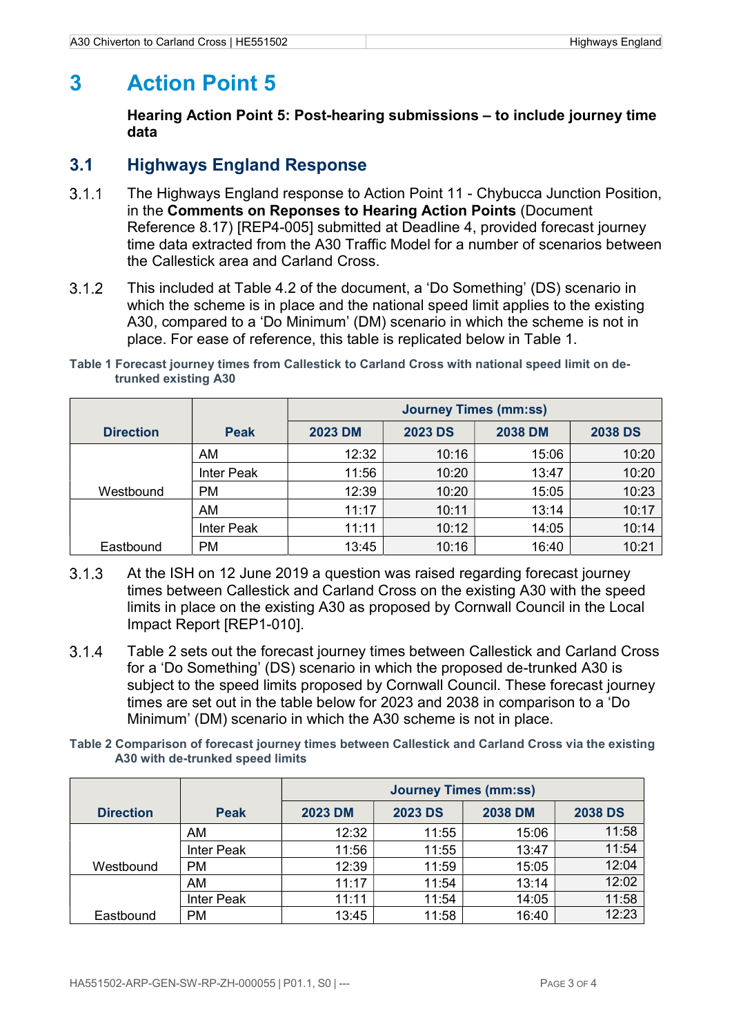# 3 Action Point 5

**Hearing Action Point 5: Post-hearing submissions – to include journey time data**

## 3.1 Highways England Response

3.1.1 The Highways England response to Action Point 11 - Chybucca Junction Position, in the **Comments on Reponses to Hearing Action Points** (Document Reference 8.17) [REP4-005] submitted at Deadline 4, provided forecast journey time data extracted from the A30 Traffic Model for a number of scenarios between the Callestick area and Carland Cross.

3.1.2 This included at Table 4.2 of the document, a 'Do Something' (DS) scenario in which the scheme is in place and the national speed limit applies to the existing A30, compared to a 'Do Minimum' (DM) scenario in which the scheme is not in place. For ease of reference, this table is replicated below in Table 1.

**Table 1 Forecast journey times from Callestick to Carland Cross with national speed limit on de-trunked existing A30**

| Direction | Peak | Journey Times (mm:ss) | | | |
|---|---|---|---|---|---|
| | | 2023 DM | 2023 DS | 2038 DM | 2038 DS |
| Westbound | AM | 12:32 | 10:16 | 15:06 | 10:20 |
| | Inter Peak | 11:56 | 10:20 | 13:47 | 10:20 |
| | PM | 12:39 | 10:20 | 15:05 | 10:23 |
| Eastbound | AM | 11:17 | 10:11 | 13:14 | 10:17 |
| | Inter Peak | 11:11 | 10:12 | 14:05 | 10:14 |
| | PM | 13:45 | 10:16 | 16:40 | 10:21 |

3.1.3 At the ISH on 12 June 2019 a question was raised regarding forecast journey times between Callestick and Carland Cross on the existing A30 with the speed limits in place on the existing A30 as proposed by Cornwall Council in the Local Impact Report [REP1-010].

3.1.4 Table 2 sets out the forecast journey times between Callestick and Carland Cross for a 'Do Something' (DS) scenario in which the proposed de-trunked A30 is subject to the speed limits proposed by Cornwall Council. These forecast journey times are set out in the table below for 2023 and 2038 in comparison to a 'Do Minimum' (DM) scenario in which the A30 scheme is not in place.

**Table 2 Comparison of forecast journey times between Callestick and Carland Cross via the existing A30 with de-trunked speed limits**

| Direction | Peak | Journey Times (mm:ss) | | | |
|---|---|---|---|---|---|
| | | 2023 DM | 2023 DS | 2038 DM | 2038 DS |
| Westbound | AM | 12:32 | 11:55 | 15:06 | 11:58 |
| | Inter Peak | 11:56 | 11:55 | 13:47 | 11:54 |
| | PM | 12:39 | 11:59 | 15:05 | 12:04 |
| Eastbound | AM | 11:17 | 11:54 | 13:14 | 12:02 |
| | Inter Peak | 11:11 | 11:54 | 14:05 | 11:58 |
| | PM | 13:45 | 11:58 | 16:40 | 12:23 |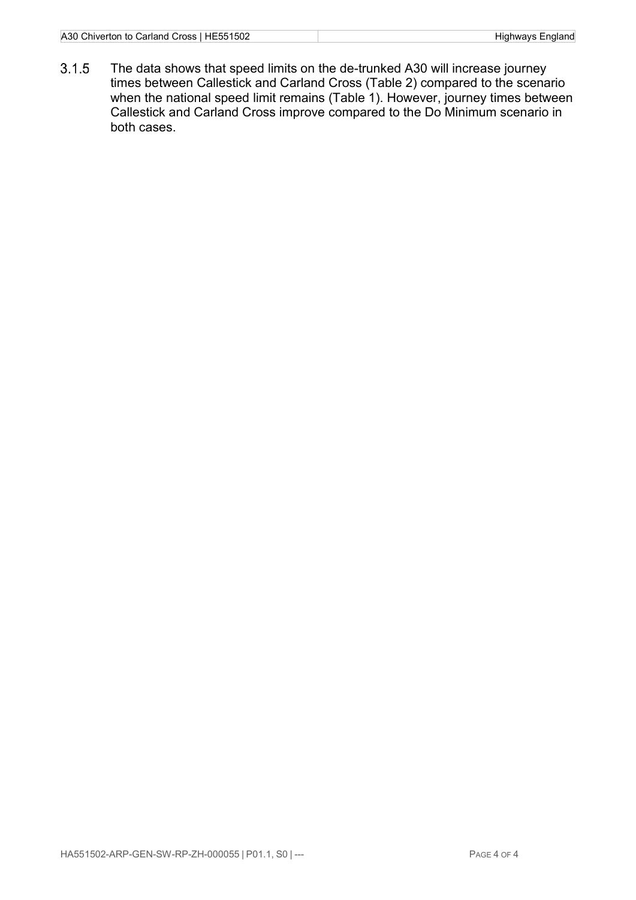3.1.5 The data shows that speed limits on the de-trunked A30 will increase journey times between Callestick and Carland Cross (Table 2) compared to the scenario when the national speed limit remains (Table 1). However, journey times between Callestick and Carland Cross improve compared to the Do Minimum scenario in both cases.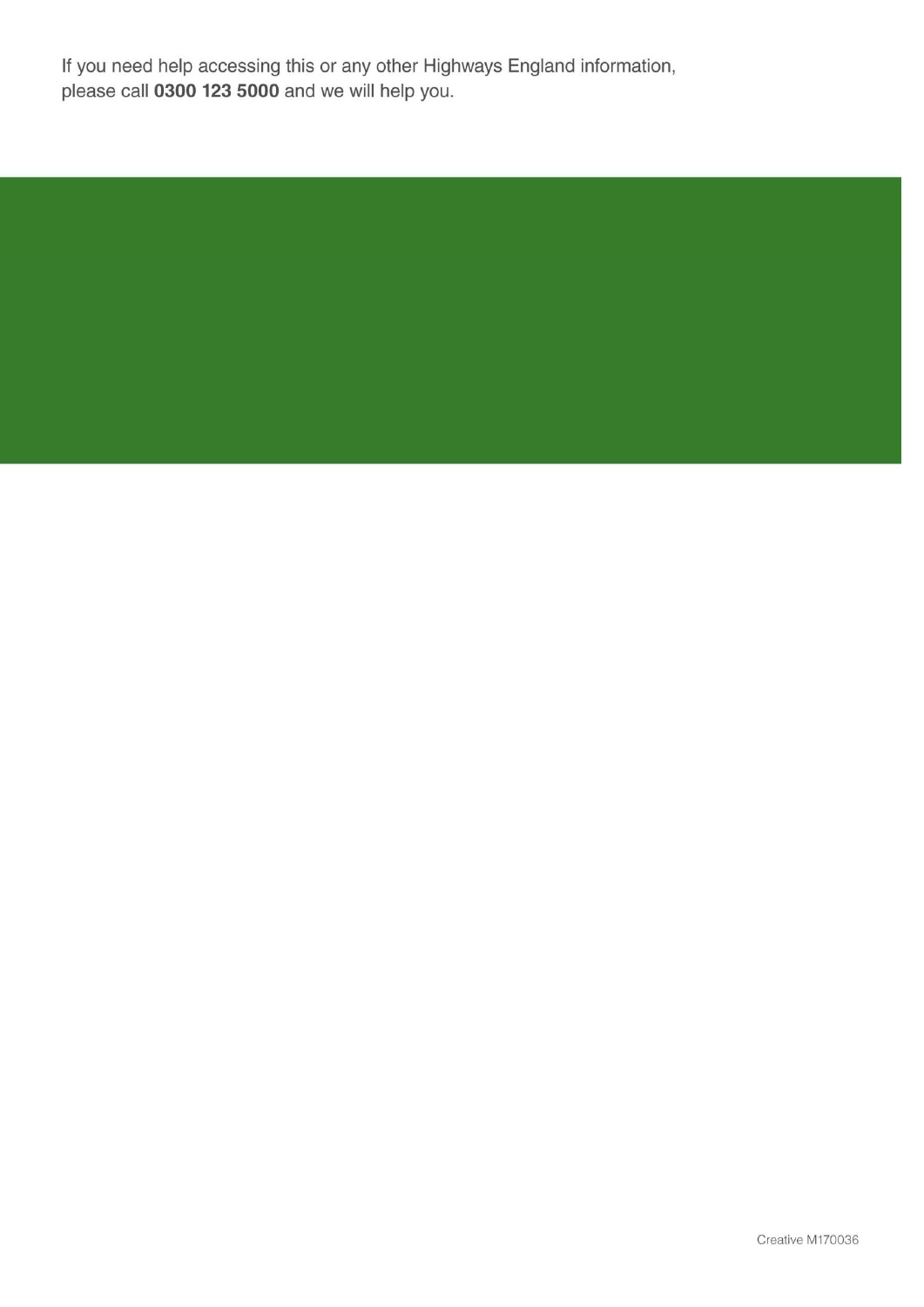If you need help accessing this or any other Highways England information, please call **0300 123 5000** and we will help you.

Creative M170036